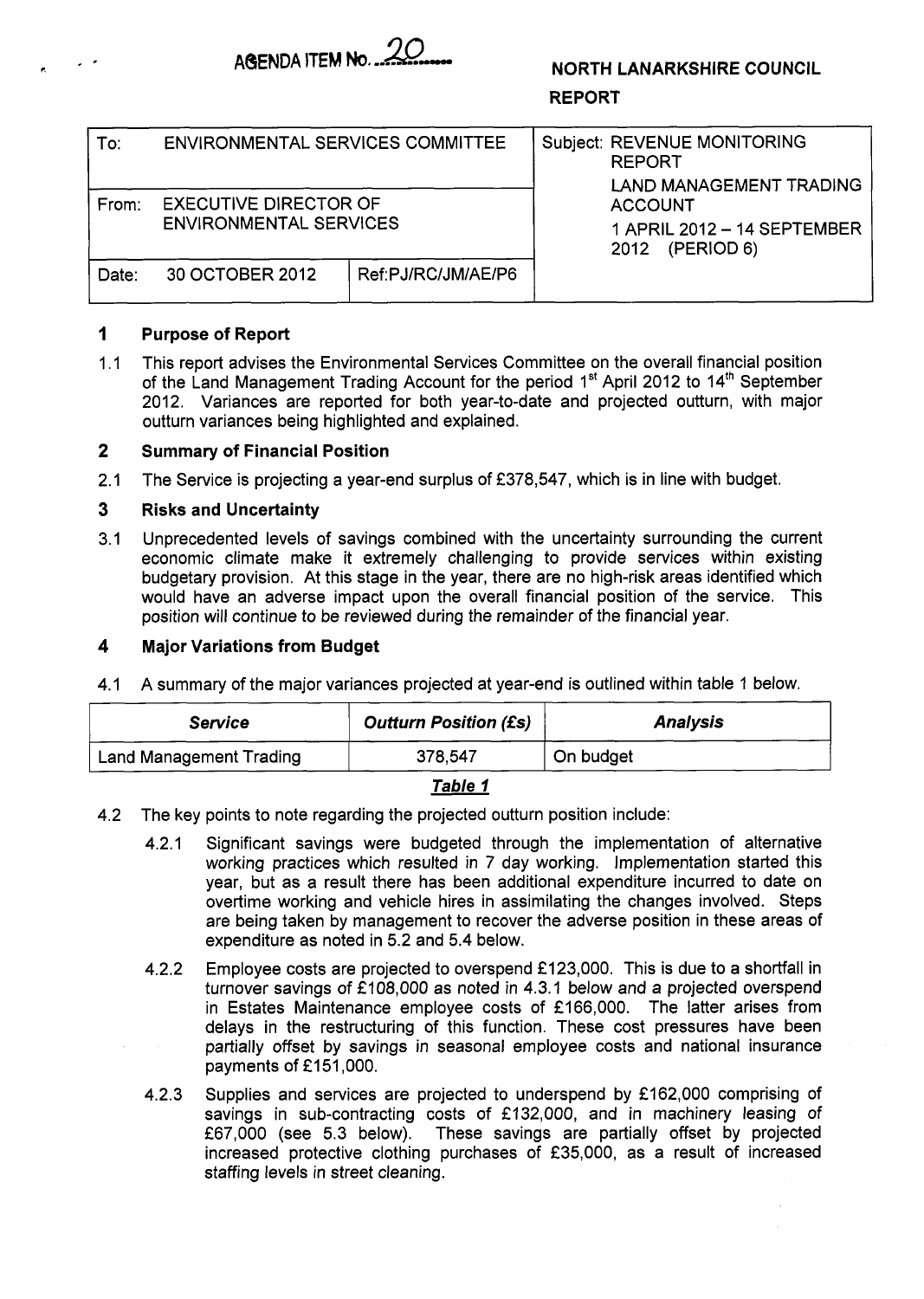AGENDA ITEM No. 20

**NORTH LANARKSHIRE COUNCIL**

**REPORT**

| To: ENVIRONMENTAL SERVICES COMMITTEE | | Subject: REVENUE MONITORING REPORT LAND MANAGEMENT TRADING ACCOUNT 1 APRIL 2012 – 14 SEPTEMBER 2012 (PERIOD 6) |
|---|---|---|
| From: EXECUTIVE DIRECTOR OF ENVIRONMENTAL SERVICES | | |
| Date: 30 OCTOBER 2012 | Ref:PJ/RC/JM/AE/P6 | |

## 1 Purpose of Report

1.1 This report advises the Environmental Services Committee on the overall financial position of the Land Management Trading Account for the period 1st April 2012 to 14th September 2012. Variances are reported for both year-to-date and projected outturn, with major outturn variances being highlighted and explained.

## 2 Summary of Financial Position

2.1 The Service is projecting a year-end surplus of £378,547, which is in line with budget.

## 3 Risks and Uncertainty

3.1 Unprecedented levels of savings combined with the uncertainty surrounding the current economic climate make it extremely challenging to provide services within existing budgetary provision. At this stage in the year, there are no high-risk areas identified which would have an adverse impact upon the overall financial position of the service. This position will continue to be reviewed during the remainder of the financial year.

## 4 Major Variations from Budget

4.1 A summary of the major variances projected at year-end is outlined within table 1 below.

| *Service* | *Outturn Position (£s)* | *Analysis* |
|---|---|---|
| Land Management Trading | 378,547 | On budget |

***Table 1***

4.2 The key points to note regarding the projected outturn position include:

4.2.1 Significant savings were budgeted through the implementation of alternative working practices which resulted in 7 day working. Implementation started this year, but as a result there has been additional expenditure incurred to date on overtime working and vehicle hires in assimilating the changes involved. Steps are being taken by management to recover the adverse position in these areas of expenditure as noted in 5.2 and 5.4 below.

4.2.2 Employee costs are projected to overspend £123,000. This is due to a shortfall in turnover savings of £108,000 as noted in 4.3.1 below and a projected overspend in Estates Maintenance employee costs of £166,000. The latter arises from delays in the restructuring of this function. These cost pressures have been partially offset by savings in seasonal employee costs and national insurance payments of £151,000.

4.2.3 Supplies and services are projected to underspend by £162,000 comprising of savings in sub-contracting costs of £132,000, and in machinery leasing of £67,000 (see 5.3 below). These savings are partially offset by projected increased protective clothing purchases of £35,000, as a result of increased staffing levels in street cleaning.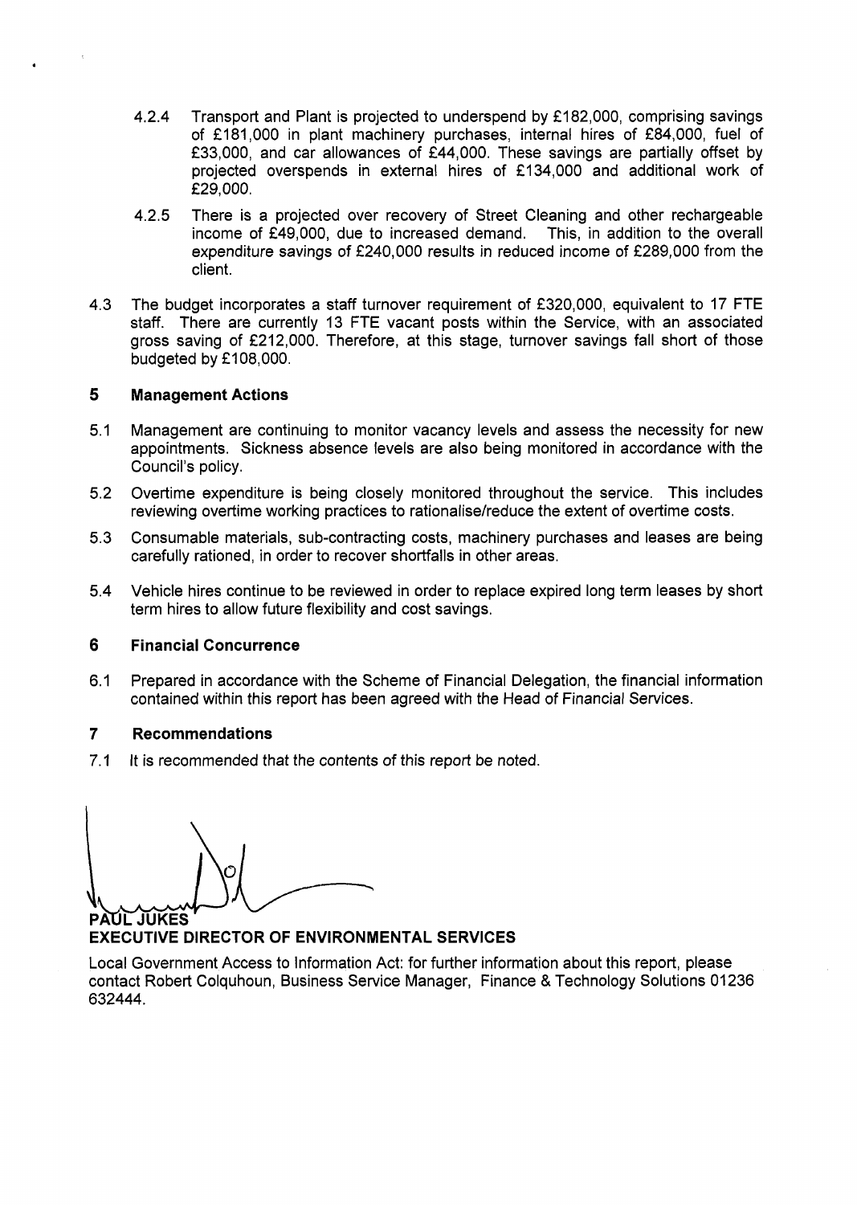4.2.4 Transport and Plant is projected to underspend by £182,000, comprising savings of £181,000 in plant machinery purchases, internal hires of £84,000, fuel of £33,000, and car allowances of £44,000. These savings are partially offset by projected overspends in external hires of £134,000 and additional work of £29,000.

4.2.5 There is a projected over recovery of Street Cleaning and other rechargeable income of £49,000, due to increased demand. This, in addition to the overall expenditure savings of £240,000 results in reduced income of £289,000 from the client.

4.3 The budget incorporates a staff turnover requirement of £320,000, equivalent to 17 FTE staff. There are currently 13 FTE vacant posts within the Service, with an associated gross saving of £212,000. Therefore, at this stage, turnover savings fall short of those budgeted by £108,000.

## 5 Management Actions

5.1 Management are continuing to monitor vacancy levels and assess the necessity for new appointments. Sickness absence levels are also being monitored in accordance with the Council's policy.

5.2 Overtime expenditure is being closely monitored throughout the service. This includes reviewing overtime working practices to rationalise/reduce the extent of overtime costs.

5.3 Consumable materials, sub-contracting costs, machinery purchases and leases are being carefully rationed, in order to recover shortfalls in other areas.

5.4 Vehicle hires continue to be reviewed in order to replace expired long term leases by short term hires to allow future flexibility and cost savings.

## 6 Financial Concurrence

6.1 Prepared in accordance with the Scheme of Financial Delegation, the financial information contained within this report has been agreed with the Head of Financial Services.

## 7 Recommendations

7.1 It is recommended that the contents of this report be noted.

**PAUL JUKES**
**EXECUTIVE DIRECTOR OF ENVIRONMENTAL SERVICES**

Local Government Access to Information Act: for further information about this report, please contact Robert Colquhoun, Business Service Manager, Finance & Technology Solutions 01236 632444.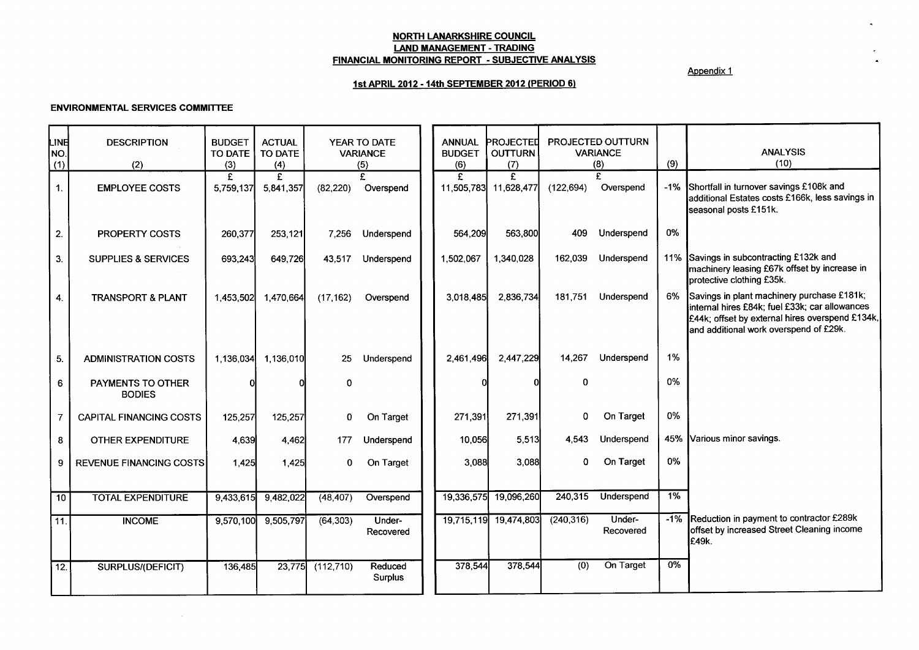**NORTH LANARKSHIRE COUNCIL**
**LAND MANAGEMENT - TRADING**
**FINANCIAL MONITORING REPORT - SUBJECTIVE ANALYSIS**

Appendix 1

**1st APRIL 2012 - 14th SEPTEMBER 2012 (PERIOD 6)**

**ENVIRONMENTAL SERVICES COMMITTEE**

| LINE NO. (1) | DESCRIPTION (2) | BUDGET TO DATE (3) | ACTUAL TO DATE (4) | YEAR TO DATE VARIANCE (5) | | ANNUAL BUDGET (6) | PROJECTED OUTTURN (7) | PROJECTED OUTTURN VARIANCE (8) | | (9) | ANALYSIS (10) |
|---|---|---|---|---|---|---|---|---|---|---|---|
| | | £ | £ | £ | | £ | £ | £ | | | |
| 1. | EMPLOYEE COSTS | 5,759,137 | 5,841,357 | (82,220) | Overspend | 11,505,783 | 11,628,477 | (122,694) | Overspend | -1% | Shortfall in turnover savings £108k and additional Estates costs £166k, less savings in seasonal posts £151k. |
| 2. | PROPERTY COSTS | 260,377 | 253,121 | 7,256 | Underspend | 564,209 | 563,800 | 409 | Underspend | 0% | |
| 3. | SUPPLIES & SERVICES | 693,243 | 649,726 | 43,517 | Underspend | 1,502,067 | 1,340,028 | 162,039 | Underspend | 11% | Savings in subcontracting £132k and machinery leasing £67k offset by increase in protective clothing £35k. |
| 4. | TRANSPORT & PLANT | 1,453,502 | 1,470,664 | (17,162) | Overspend | 3,018,485 | 2,836,734 | 181,751 | Underspend | 6% | Savings in plant machinery purchase £181k; internal hires £84k; fuel £33k; car allowances £44k; offset by external hires overspend £134k, and additional work overspend of £29k. |
| 5. | ADMINISTRATION COSTS | 1,136,034 | 1,136,010 | 25 | Underspend | 2,461,496 | 2,447,229 | 14,267 | Underspend | 1% | |
| 6 | PAYMENTS TO OTHER BODIES | 0 | 0 | 0 | | 0 | 0 | 0 | | 0% | |
| 7 | CAPITAL FINANCING COSTS | 125,257 | 125,257 | 0 | On Target | 271,391 | 271,391 | 0 | On Target | 0% | |
| 8 | OTHER EXPENDITURE | 4,639 | 4,462 | 177 | Underspend | 10,056 | 5,513 | 4,543 | Underspend | 45% | Various minor savings. |
| 9 | REVENUE FINANCING COSTS | 1,425 | 1,425 | 0 | On Target | 3,088 | 3,088 | 0 | On Target | 0% | |
| 10 | TOTAL EXPENDITURE | 9,433,615 | 9,482,022 | (48,407) | Overspend | 19,336,575 | 19,096,260 | 240,315 | Underspend | 1% | |
| 11. | INCOME | 9,570,100 | 9,505,797 | (64,303) | Under-Recovered | 19,715,119 | 19,474,803 | (240,316) | Under-Recovered | -1% | Reduction in payment to contractor £289k offset by increased Street Cleaning income £49k. |
| 12. | SURPLUS/(DEFICIT) | 136,485 | 23,775 | (112,710) | Reduced Surplus | 378,544 | 378,544 | (0) | On Target | 0% | |